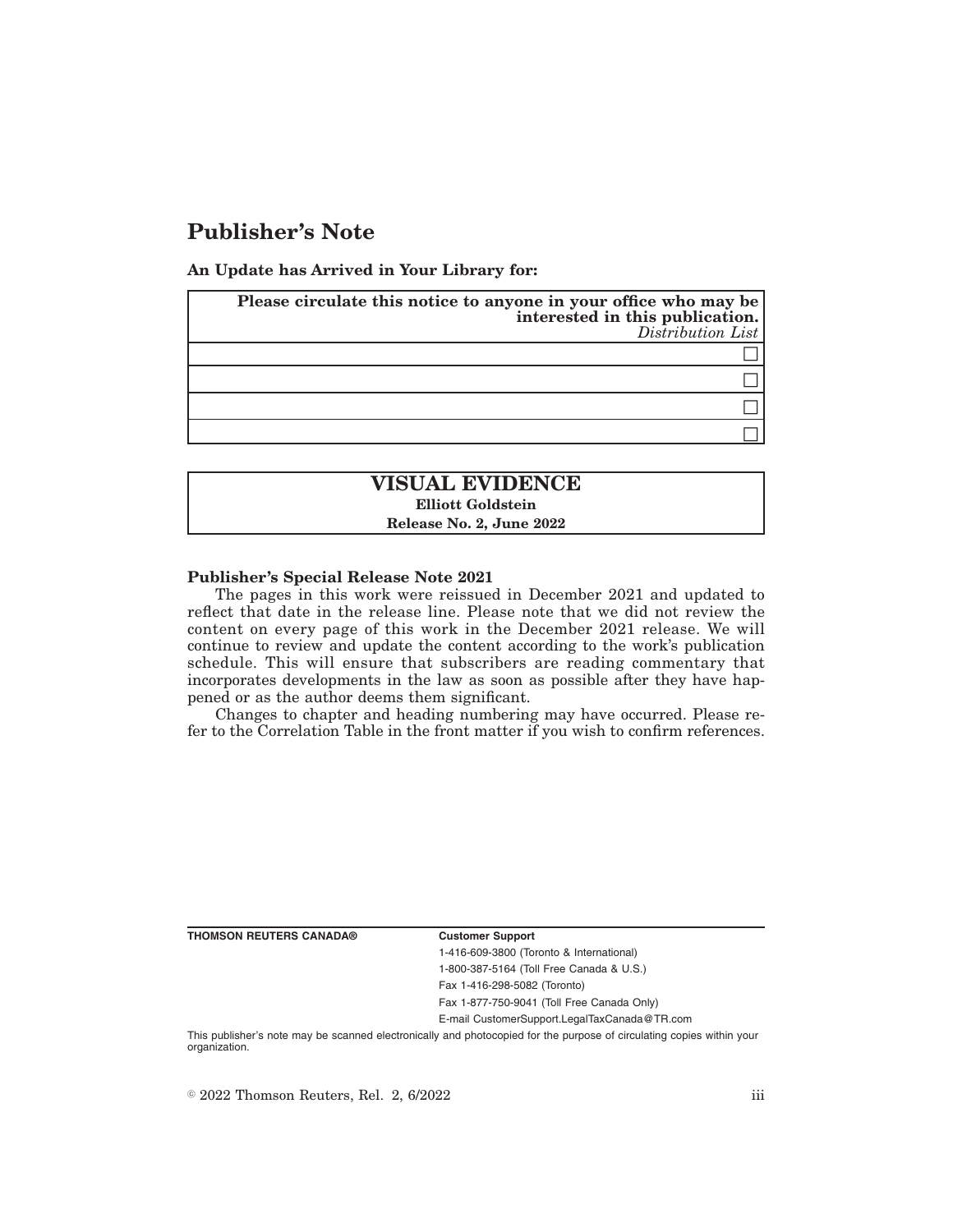# Publisher's Note

**An Update has Arrived in Your Library for:**

| **Please circulate this notice to anyone in your office who may be interested in this publication.** *Distribution List* |
| --- |
| ☐ |
| ☐ |
| ☐ |
| ☐ |

| **VISUAL EVIDENCE** |
| --- |
| **Elliott Goldstein** |
| **Release No. 2, June 2022** |

**Publisher's Special Release Note 2021**

The pages in this work were reissued in December 2021 and updated to reflect that date in the release line. Please note that we did not review the content on every page of this work in the December 2021 release. We will continue to review and update the content according to the work's publication schedule. This will ensure that subscribers are reading commentary that incorporates developments in the law as soon as possible after they have happened or as the author deems them significant.

Changes to chapter and heading numbering may have occurred. Please refer to the Correlation Table in the front matter if you wish to confirm references.

**THOMSON REUTERS CANADA®**

**Customer Support**

1-416-609-3800 (Toronto & International)

1-800-387-5164 (Toll Free Canada & U.S.)

Fax 1-416-298-5082 (Toronto)

Fax 1-877-750-9041 (Toll Free Canada Only)

E-mail CustomerSupport.LegalTaxCanada@TR.com

This publisher's note may be scanned electronically and photocopied for the purpose of circulating copies within your organization.

© 2022 Thomson Reuters, Rel. 2, 6/2022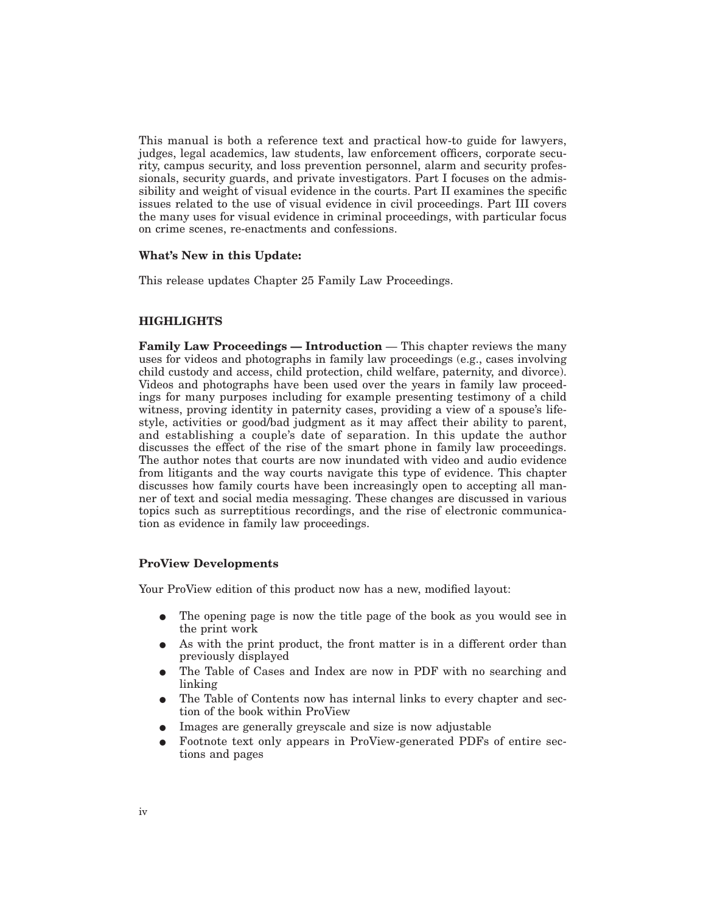This manual is both a reference text and practical how-to guide for lawyers, judges, legal academics, law students, law enforcement officers, corporate security, campus security, and loss prevention personnel, alarm and security professionals, security guards, and private investigators. Part I focuses on the admissibility and weight of visual evidence in the courts. Part II examines the specific issues related to the use of visual evidence in civil proceedings. Part III covers the many uses for visual evidence in criminal proceedings, with particular focus on crime scenes, re-enactments and confessions.

**What's New in this Update:**

This release updates Chapter 25 Family Law Proceedings.

**HIGHLIGHTS**

**Family Law Proceedings — Introduction** — This chapter reviews the many uses for videos and photographs in family law proceedings (e.g., cases involving child custody and access, child protection, child welfare, paternity, and divorce). Videos and photographs have been used over the years in family law proceedings for many purposes including for example presenting testimony of a child witness, proving identity in paternity cases, providing a view of a spouse's lifestyle, activities or good/bad judgment as it may affect their ability to parent, and establishing a couple's date of separation. In this update the author discusses the effect of the rise of the smart phone in family law proceedings. The author notes that courts are now inundated with video and audio evidence from litigants and the way courts navigate this type of evidence. This chapter discusses how family courts have been increasingly open to accepting all manner of text and social media messaging. These changes are discussed in various topics such as surreptitious recordings, and the rise of electronic communication as evidence in family law proceedings.

**ProView Developments**

Your ProView edition of this product now has a new, modified layout:

- The opening page is now the title page of the book as you would see in the print work
- As with the print product, the front matter is in a different order than previously displayed
- The Table of Cases and Index are now in PDF with no searching and linking
- The Table of Contents now has internal links to every chapter and section of the book within ProView
- Images are generally greyscale and size is now adjustable
- Footnote text only appears in ProView-generated PDFs of entire sections and pages